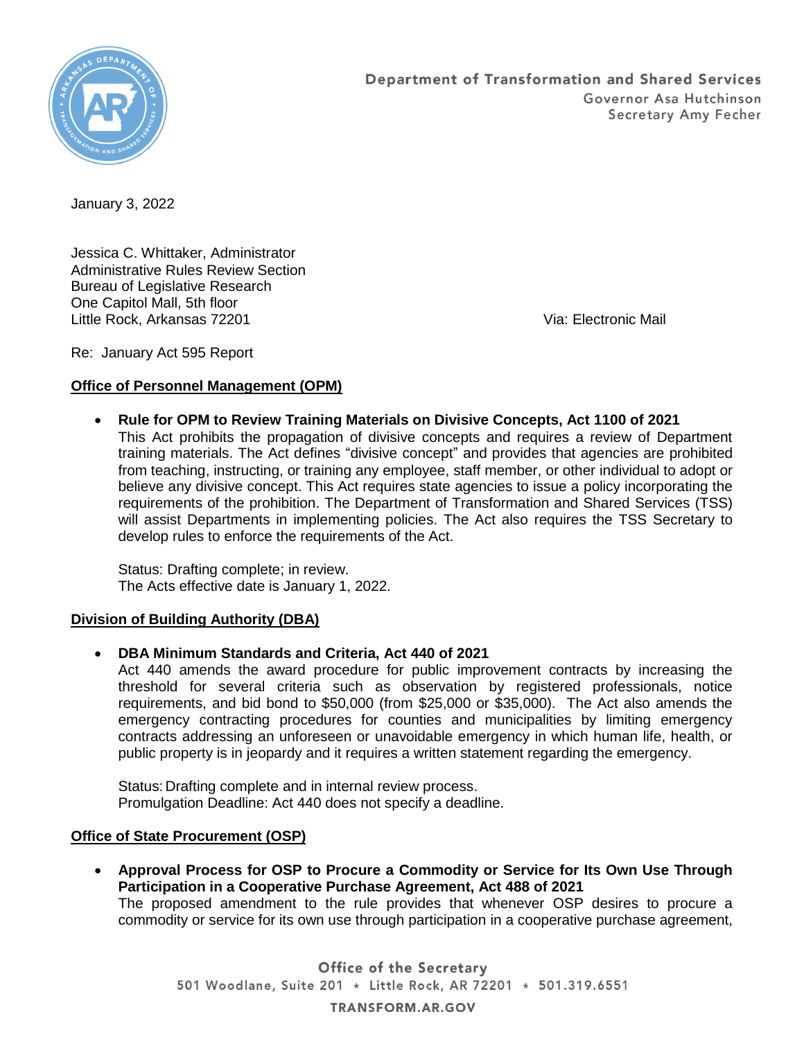Department of Transformation and Shared Services
Governor Asa Hutchinson
Secretary Amy Fecher

January 3, 2022

Jessica C. Whittaker, Administrator
Administrative Rules Review Section
Bureau of Legislative Research
One Capitol Mall, 5th floor
Little Rock, Arkansas 72201

Via: Electronic Mail

Re: January Act 595 Report

**Office of Personnel Management (OPM)**

- **Rule for OPM to Review Training Materials on Divisive Concepts, Act 1100 of 2021**
  This Act prohibits the propagation of divisive concepts and requires a review of Department training materials. The Act defines "divisive concept" and provides that agencies are prohibited from teaching, instructing, or training any employee, staff member, or other individual to adopt or believe any divisive concept. This Act requires state agencies to issue a policy incorporating the requirements of the prohibition. The Department of Transformation and Shared Services (TSS) will assist Departments in implementing policies. The Act also requires the TSS Secretary to develop rules to enforce the requirements of the Act.

  Status: Drafting complete; in review.
  The Acts effective date is January 1, 2022.

**Division of Building Authority (DBA)**

- **DBA Minimum Standards and Criteria, Act 440 of 2021**
  Act 440 amends the award procedure for public improvement contracts by increasing the threshold for several criteria such as observation by registered professionals, notice requirements, and bid bond to $50,000 (from $25,000 or $35,000). The Act also amends the emergency contracting procedures for counties and municipalities by limiting emergency contracts addressing an unforeseen or unavoidable emergency in which human life, health, or public property is in jeopardy and it requires a written statement regarding the emergency.

  Status: Drafting complete and in internal review process.
  Promulgation Deadline: Act 440 does not specify a deadline.

**Office of State Procurement (OSP)**

- **Approval Process for OSP to Procure a Commodity or Service for Its Own Use Through Participation in a Cooperative Purchase Agreement, Act 488 of 2021**
  The proposed amendment to the rule provides that whenever OSP desires to procure a commodity or service for its own use through participation in a cooperative purchase agreement,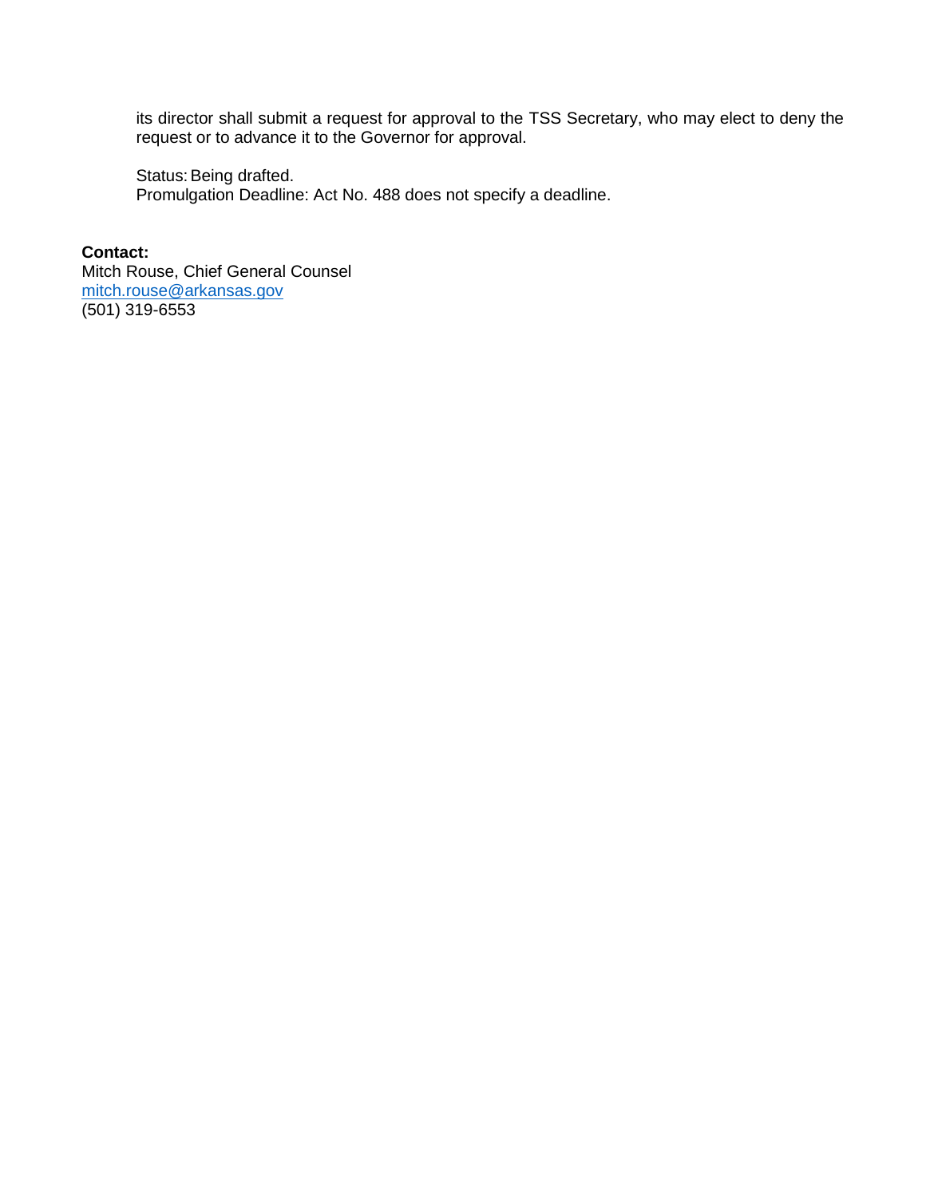its director shall submit a request for approval to the TSS Secretary, who may elect to deny the request or to advance it to the Governor for approval.

Status: Being drafted.
Promulgation Deadline: Act No. 488 does not specify a deadline.

**Contact:**
Mitch Rouse, Chief General Counsel
mitch.rouse@arkansas.gov
(501) 319-6553